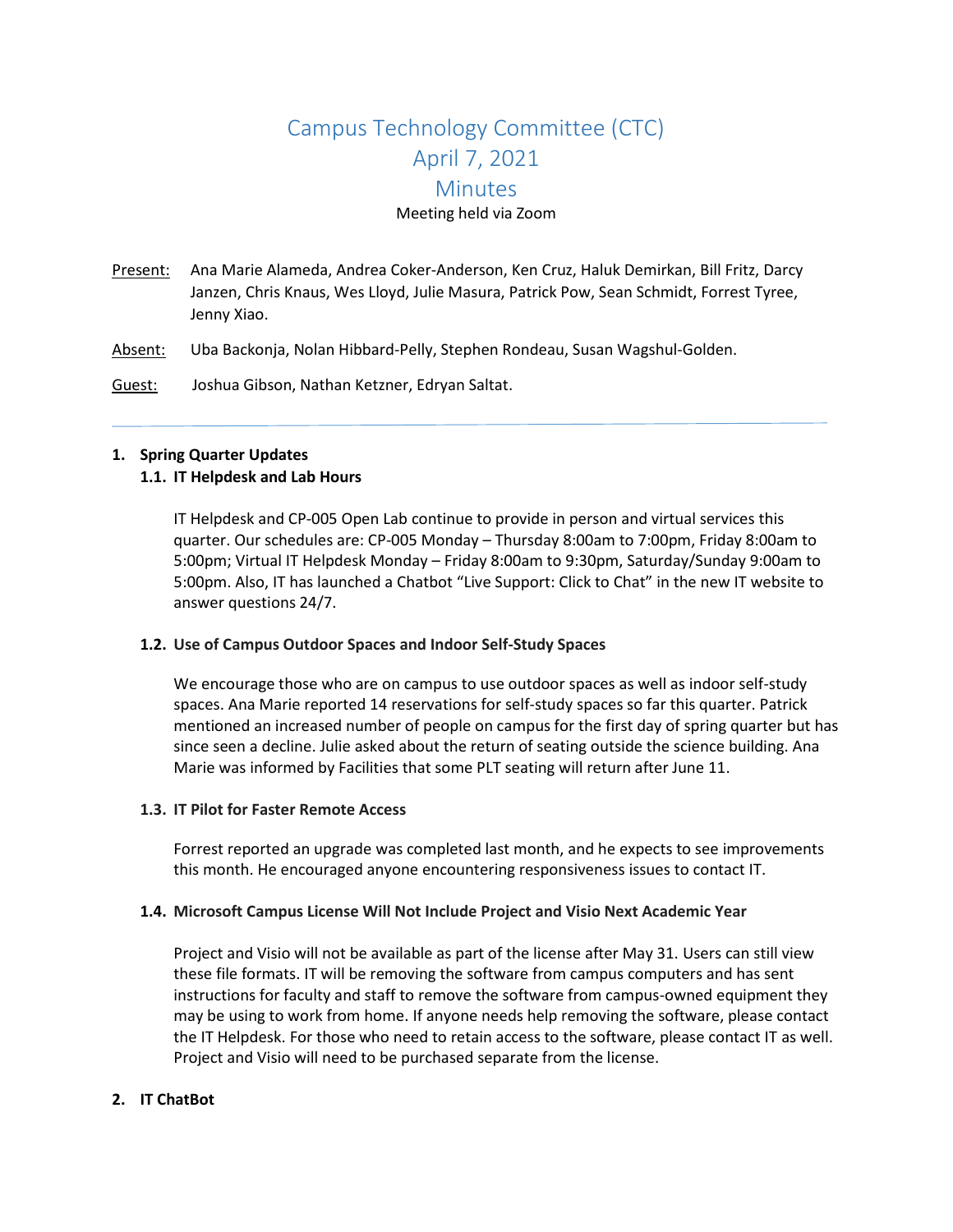# Campus Technology Committee (CTC)
# April 7, 2021
# Minutes

Meeting held via Zoom

Present: Ana Marie Alameda, Andrea Coker-Anderson, Ken Cruz, Haluk Demirkan, Bill Fritz, Darcy Janzen, Chris Knaus, Wes Lloyd, Julie Masura, Patrick Pow, Sean Schmidt, Forrest Tyree, Jenny Xiao.

Absent: Uba Backonja, Nolan Hibbard-Pelly, Stephen Rondeau, Susan Wagshul-Golden.

Guest: Joshua Gibson, Nathan Ketzner, Edryan Saltat.

---

## 1. Spring Quarter Updates

### 1.1. IT Helpdesk and Lab Hours

IT Helpdesk and CP-005 Open Lab continue to provide in person and virtual services this quarter. Our schedules are: CP-005 Monday – Thursday 8:00am to 7:00pm, Friday 8:00am to 5:00pm; Virtual IT Helpdesk Monday – Friday 8:00am to 9:30pm, Saturday/Sunday 9:00am to 5:00pm. Also, IT has launched a Chatbot "Live Support: Click to Chat" in the new IT website to answer questions 24/7.

### 1.2. Use of Campus Outdoor Spaces and Indoor Self-Study Spaces

We encourage those who are on campus to use outdoor spaces as well as indoor self-study spaces. Ana Marie reported 14 reservations for self-study spaces so far this quarter. Patrick mentioned an increased number of people on campus for the first day of spring quarter but has since seen a decline. Julie asked about the return of seating outside the science building. Ana Marie was informed by Facilities that some PLT seating will return after June 11.

### 1.3. IT Pilot for Faster Remote Access

Forrest reported an upgrade was completed last month, and he expects to see improvements this month. He encouraged anyone encountering responsiveness issues to contact IT.

### 1.4. Microsoft Campus License Will Not Include Project and Visio Next Academic Year

Project and Visio will not be available as part of the license after May 31. Users can still view these file formats. IT will be removing the software from campus computers and has sent instructions for faculty and staff to remove the software from campus-owned equipment they may be using to work from home. If anyone needs help removing the software, please contact the IT Helpdesk. For those who need to retain access to the software, please contact IT as well. Project and Visio will need to be purchased separate from the license.

## 2. IT ChatBot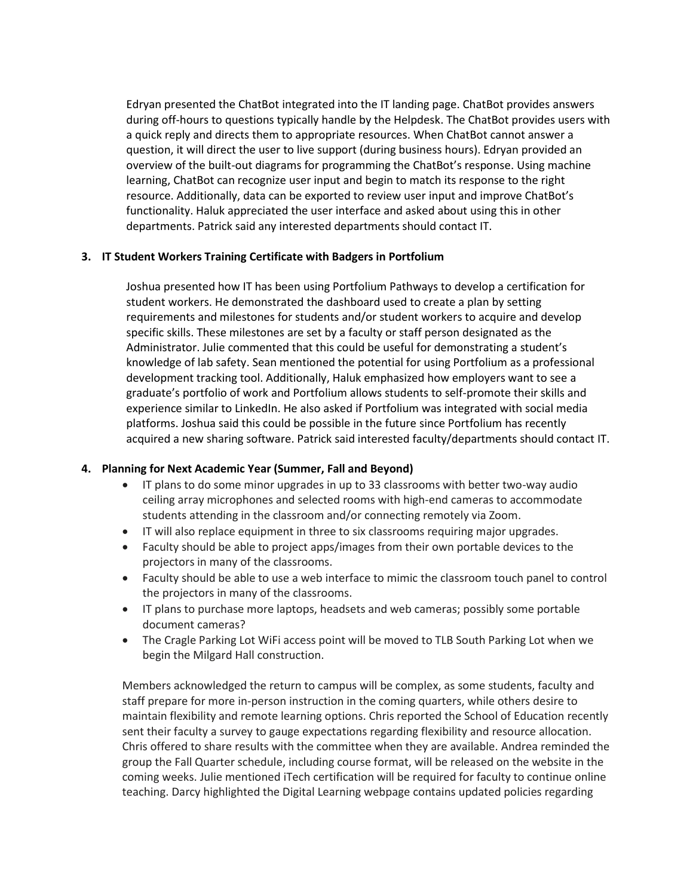Edryan presented the ChatBot integrated into the IT landing page. ChatBot provides answers during off-hours to questions typically handle by the Helpdesk. The ChatBot provides users with a quick reply and directs them to appropriate resources. When ChatBot cannot answer a question, it will direct the user to live support (during business hours). Edryan provided an overview of the built-out diagrams for programming the ChatBot's response. Using machine learning, ChatBot can recognize user input and begin to match its response to the right resource. Additionally, data can be exported to review user input and improve ChatBot's functionality. Haluk appreciated the user interface and asked about using this in other departments. Patrick said any interested departments should contact IT.

**3. IT Student Workers Training Certificate with Badgers in Portfolium**

Joshua presented how IT has been using Portfolium Pathways to develop a certification for student workers. He demonstrated the dashboard used to create a plan by setting requirements and milestones for students and/or student workers to acquire and develop specific skills. These milestones are set by a faculty or staff person designated as the Administrator. Julie commented that this could be useful for demonstrating a student's knowledge of lab safety. Sean mentioned the potential for using Portfolium as a professional development tracking tool. Additionally, Haluk emphasized how employers want to see a graduate's portfolio of work and Portfolium allows students to self-promote their skills and experience similar to LinkedIn. He also asked if Portfolium was integrated with social media platforms. Joshua said this could be possible in the future since Portfolium has recently acquired a new sharing software. Patrick said interested faculty/departments should contact IT.

**4. Planning for Next Academic Year (Summer, Fall and Beyond)**

- IT plans to do some minor upgrades in up to 33 classrooms with better two-way audio ceiling array microphones and selected rooms with high-end cameras to accommodate students attending in the classroom and/or connecting remotely via Zoom.
- IT will also replace equipment in three to six classrooms requiring major upgrades.
- Faculty should be able to project apps/images from their own portable devices to the projectors in many of the classrooms.
- Faculty should be able to use a web interface to mimic the classroom touch panel to control the projectors in many of the classrooms.
- IT plans to purchase more laptops, headsets and web cameras; possibly some portable document cameras?
- The Cragle Parking Lot WiFi access point will be moved to TLB South Parking Lot when we begin the Milgard Hall construction.

Members acknowledged the return to campus will be complex, as some students, faculty and staff prepare for more in-person instruction in the coming quarters, while others desire to maintain flexibility and remote learning options. Chris reported the School of Education recently sent their faculty a survey to gauge expectations regarding flexibility and resource allocation. Chris offered to share results with the committee when they are available. Andrea reminded the group the Fall Quarter schedule, including course format, will be released on the website in the coming weeks. Julie mentioned iTech certification will be required for faculty to continue online teaching. Darcy highlighted the Digital Learning webpage contains updated policies regarding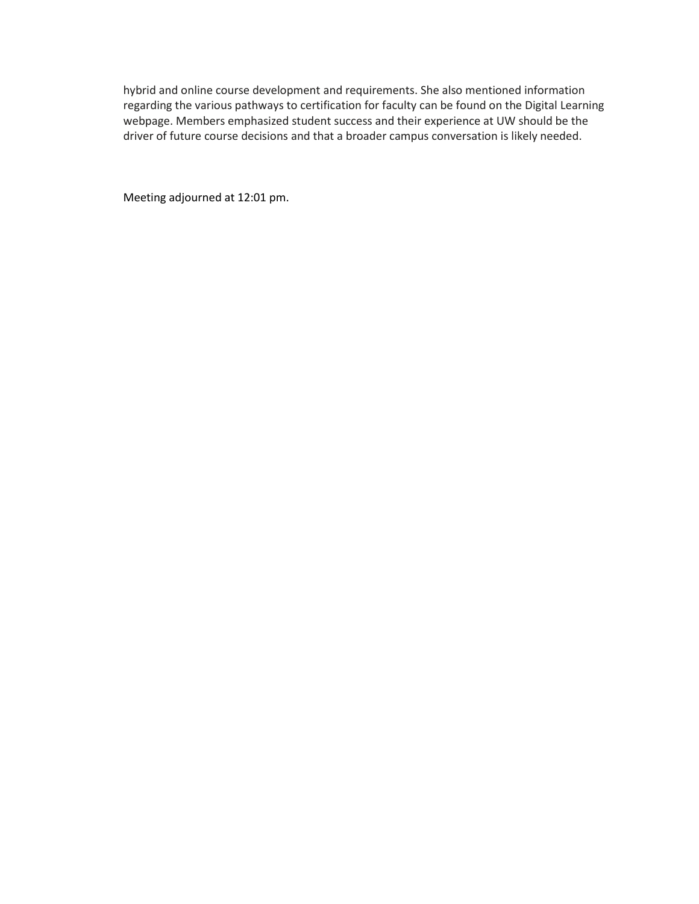hybrid and online course development and requirements. She also mentioned information regarding the various pathways to certification for faculty can be found on the Digital Learning webpage. Members emphasized student success and their experience at UW should be the driver of future course decisions and that a broader campus conversation is likely needed.

Meeting adjourned at 12:01 pm.